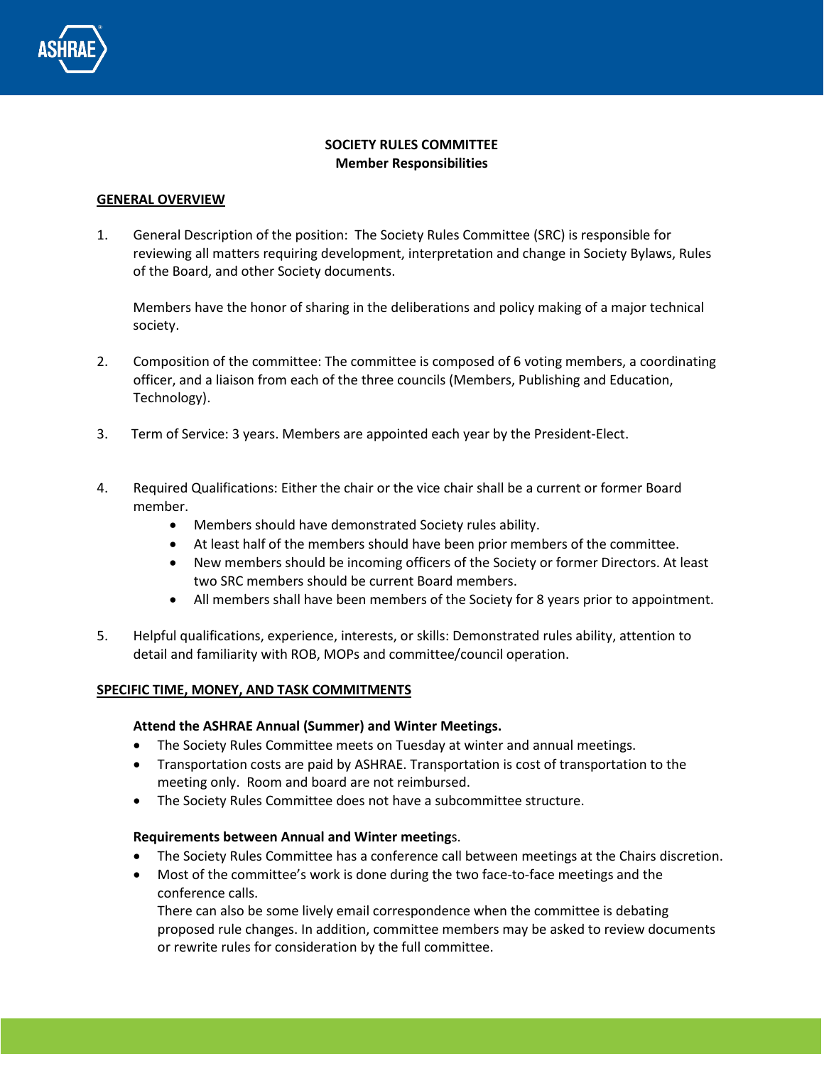**SOCIETY RULES COMMITTEE**
**Member Responsibilities**

## GENERAL OVERVIEW

1. General Description of the position: The Society Rules Committee (SRC) is responsible for reviewing all matters requiring development, interpretation and change in Society Bylaws, Rules of the Board, and other Society documents.

   Members have the honor of sharing in the deliberations and policy making of a major technical society.

2. Composition of the committee: The committee is composed of 6 voting members, a coordinating officer, and a liaison from each of the three councils (Members, Publishing and Education, Technology).

3. Term of Service: 3 years. Members are appointed each year by the President-Elect.

4. Required Qualifications: Either the chair or the vice chair shall be a current or former Board member.
   - Members should have demonstrated Society rules ability.
   - At least half of the members should have been prior members of the committee.
   - New members should be incoming officers of the Society or former Directors. At least two SRC members should be current Board members.
   - All members shall have been members of the Society for 8 years prior to appointment.

5. Helpful qualifications, experience, interests, or skills: Demonstrated rules ability, attention to detail and familiarity with ROB, MOPs and committee/council operation.

## SPECIFIC TIME, MONEY, AND TASK COMMITMENTS

**Attend the ASHRAE Annual (Summer) and Winter Meetings.**

- The Society Rules Committee meets on Tuesday at winter and annual meetings.
- Transportation costs are paid by ASHRAE. Transportation is cost of transportation to the meeting only. Room and board are not reimbursed.
- The Society Rules Committee does not have a subcommittee structure.

**Requirements between Annual and Winter meeting**s.

- The Society Rules Committee has a conference call between meetings at the Chairs discretion.
- Most of the committee's work is done during the two face-to-face meetings and the conference calls.
  There can also be some lively email correspondence when the committee is debating proposed rule changes. In addition, committee members may be asked to review documents or rewrite rules for consideration by the full committee.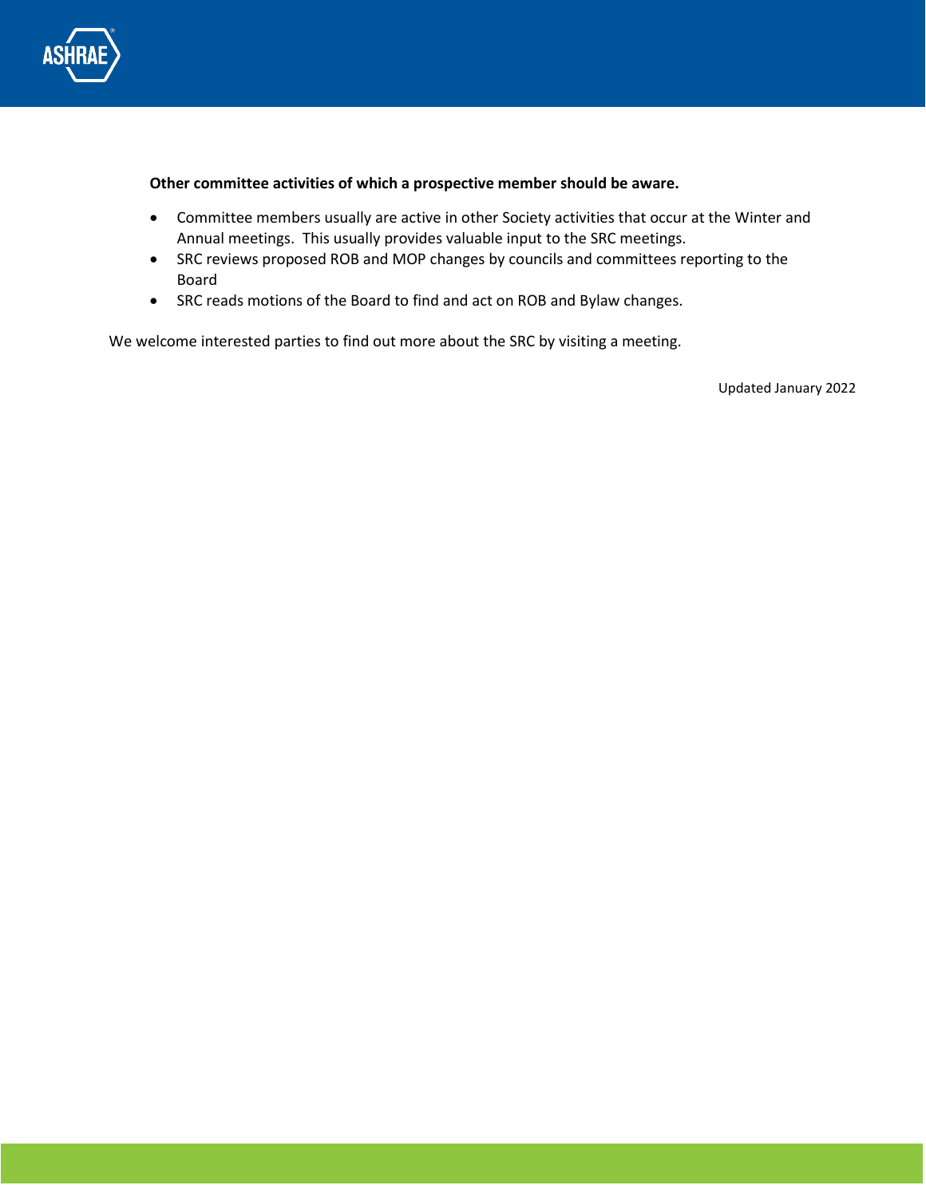**Other committee activities of which a prospective member should be aware.**

- Committee members usually are active in other Society activities that occur at the Winter and Annual meetings. This usually provides valuable input to the SRC meetings.
- SRC reviews proposed ROB and MOP changes by councils and committees reporting to the Board
- SRC reads motions of the Board to find and act on ROB and Bylaw changes.

We welcome interested parties to find out more about the SRC by visiting a meeting.

Updated January 2022